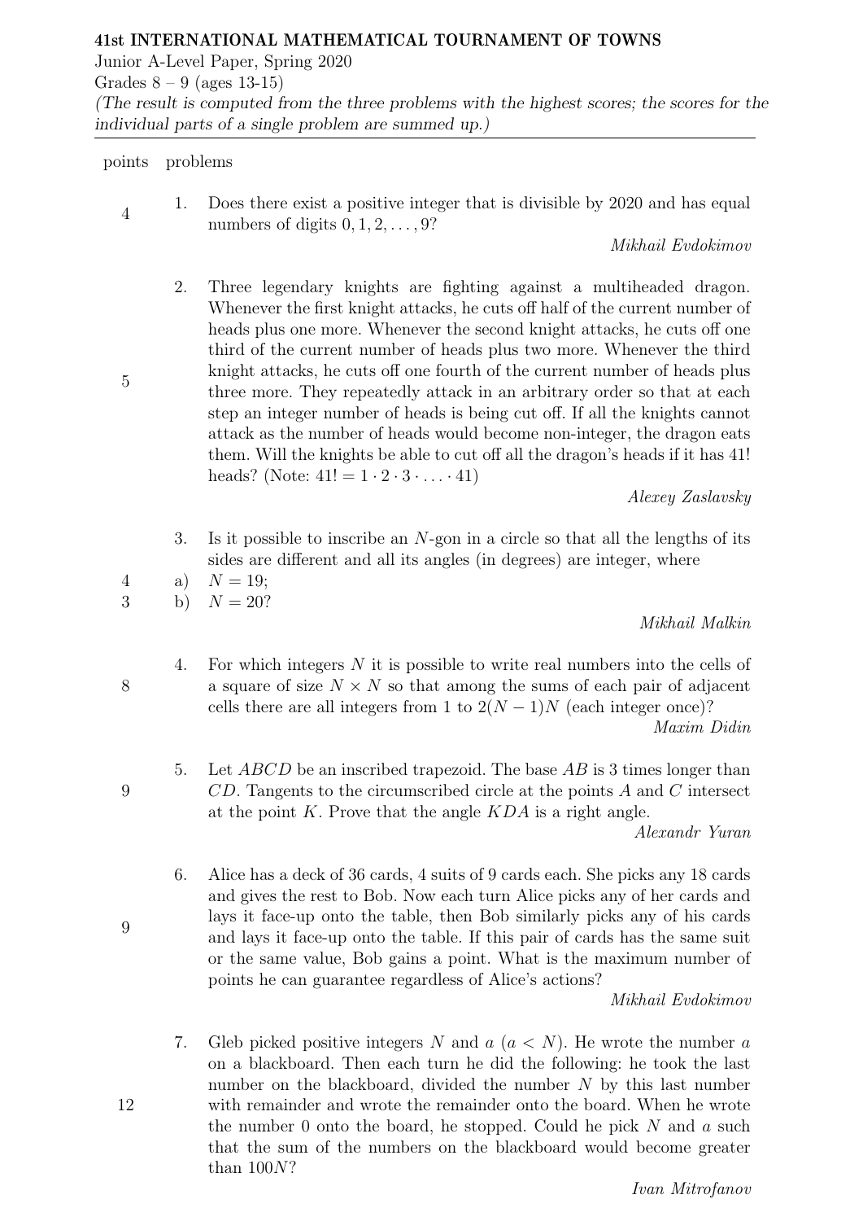**41st INTERNATIONAL MATHEMATICAL TOURNAMENT OF TOWNS**

Junior A-Level Paper, Spring 2020

Grades 8 – 9 (ages 13-15)

*(The result is computed from the three problems with the highest scores; the scores for the individual parts of a single problem are summed up.)*

---

| points | problems |
|---|---|

**4** &nbsp; 1. Does there exist a positive integer that is divisible by 2020 and has equal numbers of digits $0, 1, 2, \ldots, 9$?

*Mikhail Evdokimov*

**5** &nbsp; 2. Three legendary knights are fighting against a multiheaded dragon. Whenever the first knight attacks, he cuts off half of the current number of heads plus one more. Whenever the second knight attacks, he cuts off one third of the current number of heads plus two more. Whenever the third knight attacks, he cuts off one fourth of the current number of heads plus three more. They repeatedly attack in an arbitrary order so that at each step an integer number of heads is being cut off. If all the knights cannot attack as the number of heads would become non-integer, the dragon eats them. Will the knights be able to cut off all the dragon's heads if it has $41!$ heads? (Note: $41! = 1 \cdot 2 \cdot 3 \cdot \ldots \cdot 41$)

*Alexey Zaslavsky*

3. Is it possible to inscribe an $N$-gon in a circle so that all the lengths of its sides are different and all its angles (in degrees) are integer, where

**4** &nbsp; a) $N = 19$;

**3** &nbsp; b) $N = 20$?

*Mikhail Malkin*

**8** &nbsp; 4. For which integers $N$ it is possible to write real numbers into the cells of a square of size $N \times N$ so that among the sums of each pair of adjacent cells there are all integers from 1 to $2(N-1)N$ (each integer once)?

*Maxim Didin*

**9** &nbsp; 5. Let $ABCD$ be an inscribed trapezoid. The base $AB$ is 3 times longer than $CD$. Tangents to the circumscribed circle at the points $A$ and $C$ intersect at the point $K$. Prove that the angle $KDA$ is a right angle.

*Alexandr Yuran*

**9** &nbsp; 6. Alice has a deck of 36 cards, 4 suits of 9 cards each. She picks any 18 cards and gives the rest to Bob. Now each turn Alice picks any of her cards and lays it face-up onto the table, then Bob similarly picks any of his cards and lays it face-up onto the table. If this pair of cards has the same suit or the same value, Bob gains a point. What is the maximum number of points he can guarantee regardless of Alice's actions?

*Mikhail Evdokimov*

**12** &nbsp; 7. Gleb picked positive integers $N$ and $a$ ($a < N$). He wrote the number $a$ on a blackboard. Then each turn he did the following: he took the last number on the blackboard, divided the number $N$ by this last number with remainder and wrote the remainder onto the board. When he wrote the number 0 onto the board, he stopped. Could he pick $N$ and $a$ such that the sum of the numbers on the blackboard would become greater than $100N$?

*Ivan Mitrofanov*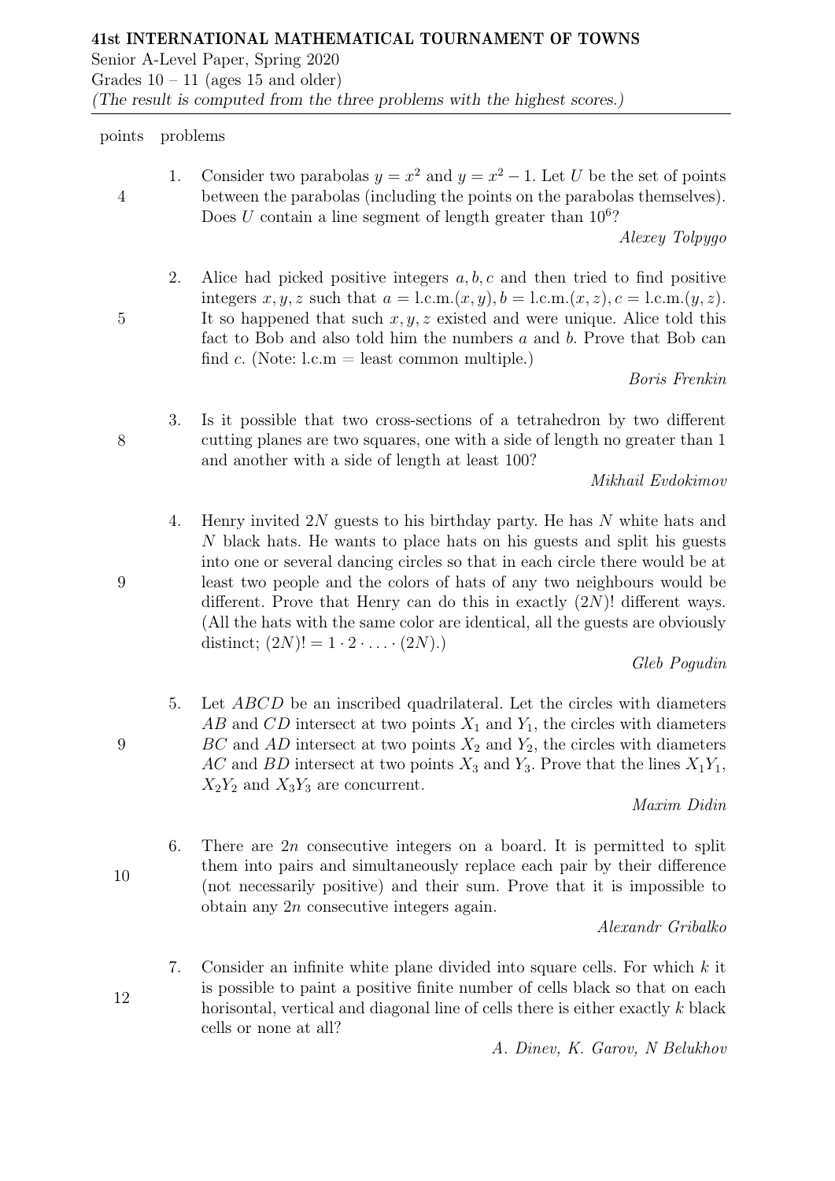**41st INTERNATIONAL MATHEMATICAL TOURNAMENT OF TOWNS**

Senior A-Level Paper, Spring 2020

Grades 10 – 11 (ages 15 and older)

*(The result is computed from the three problems with the highest scores.)*

| points | problems |
|---|---|
| 4 | 1. Consider two parabolas $y = x^2$ and $y = x^2 - 1$. Let $U$ be the set of points between the parabolas (including the points on the parabolas themselves). Does $U$ contain a line segment of length greater than $10^6$? *Alexey Tolpygo* |
| 5 | 2. Alice had picked positive integers $a, b, c$ and then tried to find positive integers $x, y, z$ such that $a = \text{l.c.m.}(x, y), b = \text{l.c.m.}(x, z), c = \text{l.c.m.}(y, z)$. It so happened that such $x, y, z$ existed and were unique. Alice told this fact to Bob and also told him the numbers $a$ and $b$. Prove that Bob can find $c$. (Note: l.c.m = least common multiple.) *Boris Frenkin* |
| 8 | 3. Is it possible that two cross-sections of a tetrahedron by two different cutting planes are two squares, one with a side of length no greater than 1 and another with a side of length at least 100? *Mikhail Evdokimov* |
| 9 | 4. Henry invited $2N$ guests to his birthday party. He has $N$ white hats and $N$ black hats. He wants to place hats on his guests and split his guests into one or several dancing circles so that in each circle there would be at least two people and the colors of hats of any two neighbours would be different. Prove that Henry can do this in exactly $(2N)!$ different ways. (All the hats with the same color are identical, all the guests are obviously distinct; $(2N)! = 1 \cdot 2 \cdot \ldots \cdot (2N)$.) *Gleb Pogudin* |
| 9 | 5. Let $ABCD$ be an inscribed quadrilateral. Let the circles with diameters $AB$ and $CD$ intersect at two points $X_1$ and $Y_1$, the circles with diameters $BC$ and $AD$ intersect at two points $X_2$ and $Y_2$, the circles with diameters $AC$ and $BD$ intersect at two points $X_3$ and $Y_3$. Prove that the lines $X_1Y_1$, $X_2Y_2$ and $X_3Y_3$ are concurrent. *Maxim Didin* |
| 10 | 6. There are $2n$ consecutive integers on a board. It is permitted to split them into pairs and simultaneously replace each pair by their difference (not necessarily positive) and their sum. Prove that it is impossible to obtain any $2n$ consecutive integers again. *Alexandr Gribalko* |
| 12 | 7. Consider an infinite white plane divided into square cells. For which $k$ it is possible to paint a positive finite number of cells black so that on each horisontal, vertical and diagonal line of cells there is either exactly $k$ black cells or none at all? *A. Dinev, K. Garov, N Belukhov* |